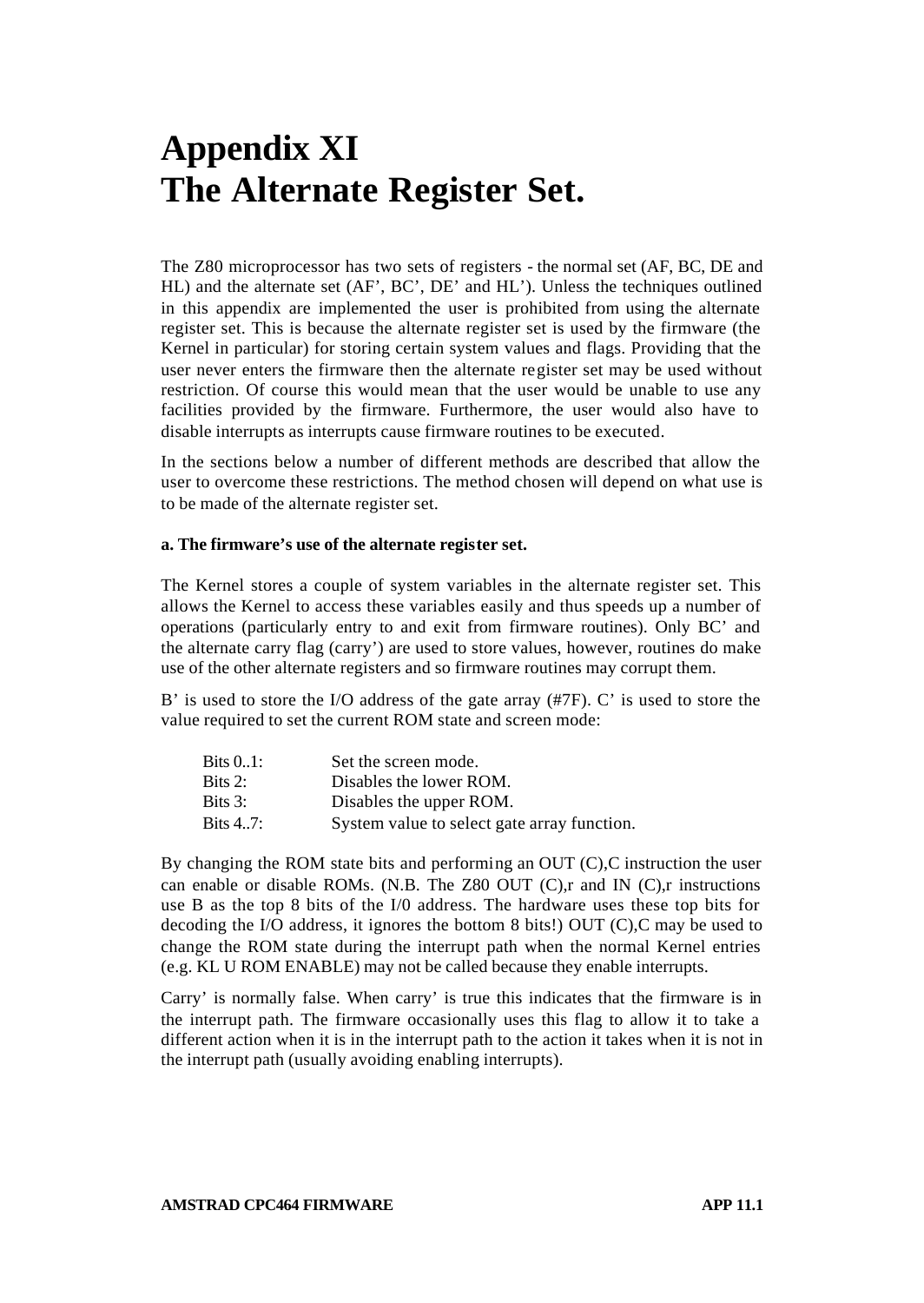# Appendix XI
# The Alternate Register Set.

The Z80 microprocessor has two sets of registers - the normal set (AF, BC, DE and HL) and the alternate set (AF', BC', DE' and HL'). Unless the techniques outlined in this appendix are implemented the user is prohibited from using the alternate register set. This is because the alternate register set is used by the firmware (the Kernel in particular) for storing certain system values and flags. Providing that the user never enters the firmware then the alternate register set may be used without restriction. Of course this would mean that the user would be unable to use any facilities provided by the firmware. Furthermore, the user would also have to disable interrupts as interrupts cause firmware routines to be executed.

In the sections below a number of different methods are described that allow the user to overcome these restrictions. The method chosen will depend on what use is to be made of the alternate register set.

**a. The firmware's use of the alternate register set.**

The Kernel stores a couple of system variables in the alternate register set. This allows the Kernel to access these variables easily and thus speeds up a number of operations (particularly entry to and exit from firmware routines). Only BC' and the alternate carry flag (carry') are used to store values, however, routines do make use of the other alternate registers and so firmware routines may corrupt them.

B' is used to store the I/O address of the gate array (#7F). C' is used to store the value required to set the current ROM state and screen mode:

| | |
|---|---|
| Bits 0..1: | Set the screen mode. |
| Bits 2: | Disables the lower ROM. |
| Bits 3: | Disables the upper ROM. |
| Bits 4..7: | System value to select gate array function. |

By changing the ROM state bits and performing an OUT (C),C instruction the user can enable or disable ROMs. (N.B. The Z80 OUT (C),r and IN (C),r instructions use B as the top 8 bits of the I/0 address. The hardware uses these top bits for decoding the I/O address, it ignores the bottom 8 bits!) OUT (C),C may be used to change the ROM state during the interrupt path when the normal Kernel entries (e.g. KL U ROM ENABLE) may not be called because they enable interrupts.

Carry' is normally false. When carry' is true this indicates that the firmware is in the interrupt path. The firmware occasionally uses this flag to allow it to take a different action when it is in the interrupt path to the action it takes when it is not in the interrupt path (usually avoiding enabling interrupts).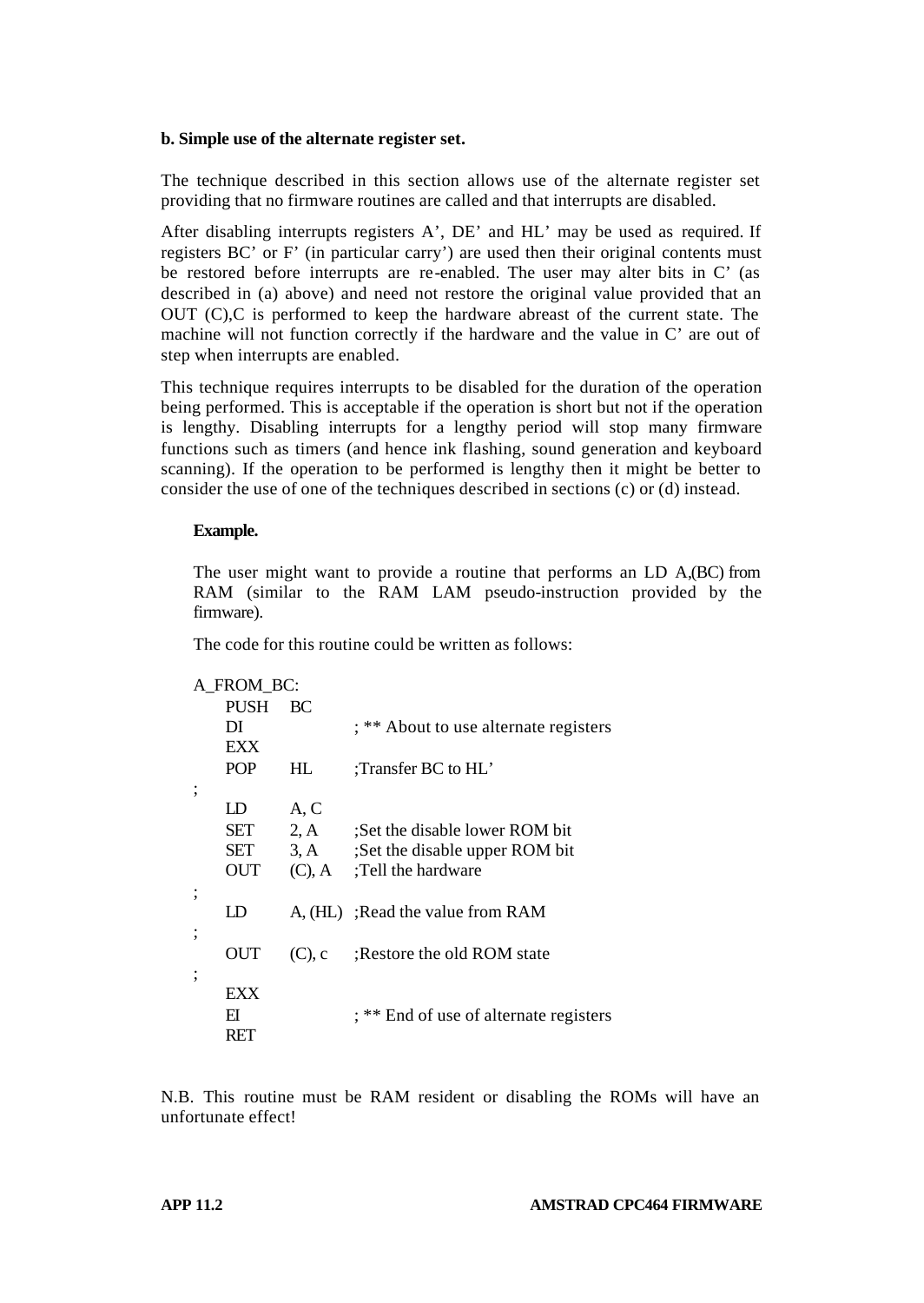### b. Simple use of the alternate register set.

The technique described in this section allows use of the alternate register set providing that no firmware routines are called and that interrupts are disabled.

After disabling interrupts registers A’, DE’ and HL’ may be used as required. If registers BC’ or F’ (in particular carry’) are used then their original contents must be restored before interrupts are re-enabled. The user may alter bits in C’ (as described in (a) above) and need not restore the original value provided that an OUT (C),C is performed to keep the hardware abreast of the current state. The machine will not function correctly if the hardware and the value in C’ are out of step when interrupts are enabled.

This technique requires interrupts to be disabled for the duration of the operation being performed. This is acceptable if the operation is short but not if the operation is lengthy. Disabling interrupts for a lengthy period will stop many firmware functions such as timers (and hence ink flashing, sound generation and keyboard scanning). If the operation to be performed is lengthy then it might be better to consider the use of one of the techniques described in sections (c) or (d) instead.

**Example.**

The user might want to provide a routine that performs an LD A,(BC) from RAM (similar to the RAM LAM pseudo-instruction provided by the firmware).

The code for this routine could be written as follows:

```
A_FROM_BC:
      PUSH   BC
      DI              ; ** About to use alternate registers
      EXX
      POP    HL       ;Transfer BC to HL’
;
      LD     A, C
      SET    2, A     ;Set the disable lower ROM bit
      SET    3, A     ;Set the disable upper ROM bit
      OUT    (C), A   ;Tell the hardware
;
      LD     A, (HL)  ;Read the value from RAM
;
      OUT    (C), c   ;Restore the old ROM state
;
      EXX
      EI              ; ** End of use of alternate registers
      RET
```

N.B. This routine must be RAM resident or disabling the ROMs will have an unfortunate effect!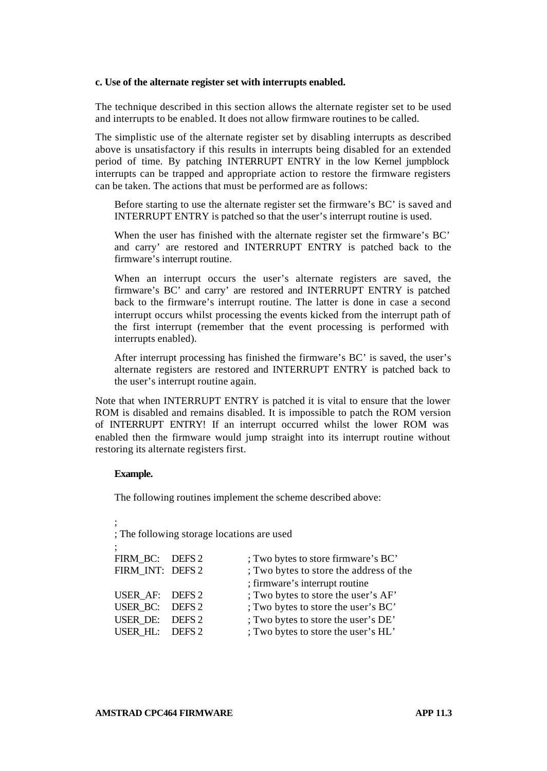**c. Use of the alternate register set with interrupts enabled.**

The technique described in this section allows the alternate register set to be used and interrupts to be enabled. It does not allow firmware routines to be called.

The simplistic use of the alternate register set by disabling interrupts as described above is unsatisfactory if this results in interrupts being disabled for an extended period of time. By patching INTERRUPT ENTRY in the low Kernel jumpblock interrupts can be trapped and appropriate action to restore the firmware registers can be taken. The actions that must be performed are as follows:

> Before starting to use the alternate register set the firmware's BC' is saved and INTERRUPT ENTRY is patched so that the user's interrupt routine is used.
>
> When the user has finished with the alternate register set the firmware's BC' and carry' are restored and INTERRUPT ENTRY is patched back to the firmware's interrupt routine.
>
> When an interrupt occurs the user's alternate registers are saved, the firmware's BC' and carry' are restored and INTERRUPT ENTRY is patched back to the firmware's interrupt routine. The latter is done in case a second interrupt occurs whilst processing the events kicked from the interrupt path of the first interrupt (remember that the event processing is performed with interrupts enabled).
>
> After interrupt processing has finished the firmware's BC' is saved, the user's alternate registers are restored and INTERRUPT ENTRY is patched back to the user's interrupt routine again.

Note that when INTERRUPT ENTRY is patched it is vital to ensure that the lower ROM is disabled and remains disabled. It is impossible to patch the ROM version of INTERRUPT ENTRY! If an interrupt occurred whilst the lower ROM was enabled then the firmware would jump straight into its interrupt routine without restoring its alternate registers first.

**Example.**

The following routines implement the scheme described above:

```
;
; The following storage locations are used
;
FIRM_BC:   DEFS 2       ; Two bytes to store firmware's BC'
FIRM_INT:  DEFS 2       ; Two bytes to store the address of the
                        ; firmware's interrupt routine
USER_AF:   DEFS 2       ; Two bytes to store the user's AF'
USER_BC:   DEFS 2       ; Two bytes to store the user's BC'
USER_DE:   DEFS 2       ; Two bytes to store the user's DE'
USER_HL:   DEFS 2       ; Two bytes to store the user's HL'
```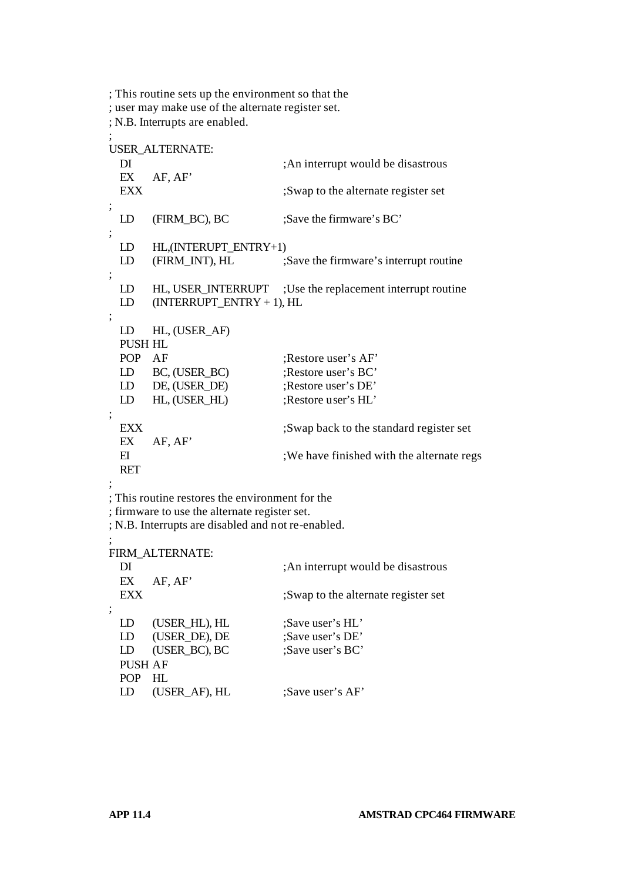```
; This routine sets up the environment so that the
; user may make use of the alternate register set.
; N.B. Interrupts are enabled.
;
USER_ALTERNATE:
  DI                          ;An interrupt would be disastrous
  EX    AF, AF'
  EXX                         ;Swap to the alternate register set
;
  LD    (FIRM_BC), BC         ;Save the firmware's BC'
;
  LD    HL,(INTERUPT_ENTRY+1)
  LD    (FIRM_INT), HL        ;Save the firmware's interrupt routine
;
  LD    HL, USER_INTERRUPT    ;Use the replacement interrupt routine
  LD    (INTERRUPT_ENTRY + 1), HL
;
  LD    HL, (USER_AF)
  PUSH HL
  POP   AF                    ;Restore user's AF'
  LD    BC, (USER_BC)         ;Restore user's BC'
  LD    DE, (USER_DE)         ;Restore user's DE'
  LD    HL, (USER_HL)         ;Restore user's HL'
;
  EXX                         ;Swap back to the standard register set
  EX    AF, AF'
  EI                          ;We have finished with the alternate regs
  RET
;
; This routine restores the environment for the
; firmware to use the alternate register set.
; N.B. Interrupts are disabled and not re-enabled.
;
FIRM_ALTERNATE:
  DI                          ;An interrupt would be disastrous
  EX    AF, AF'
  EXX                         ;Swap to the alternate register set
;
  LD    (USER_HL), HL         ;Save user's HL'
  LD    (USER_DE), DE         ;Save user's DE'
  LD    (USER_BC), BC         ;Save user's BC'
  PUSH AF
  POP   HL
  LD    (USER_AF), HL         ;Save user's AF'
```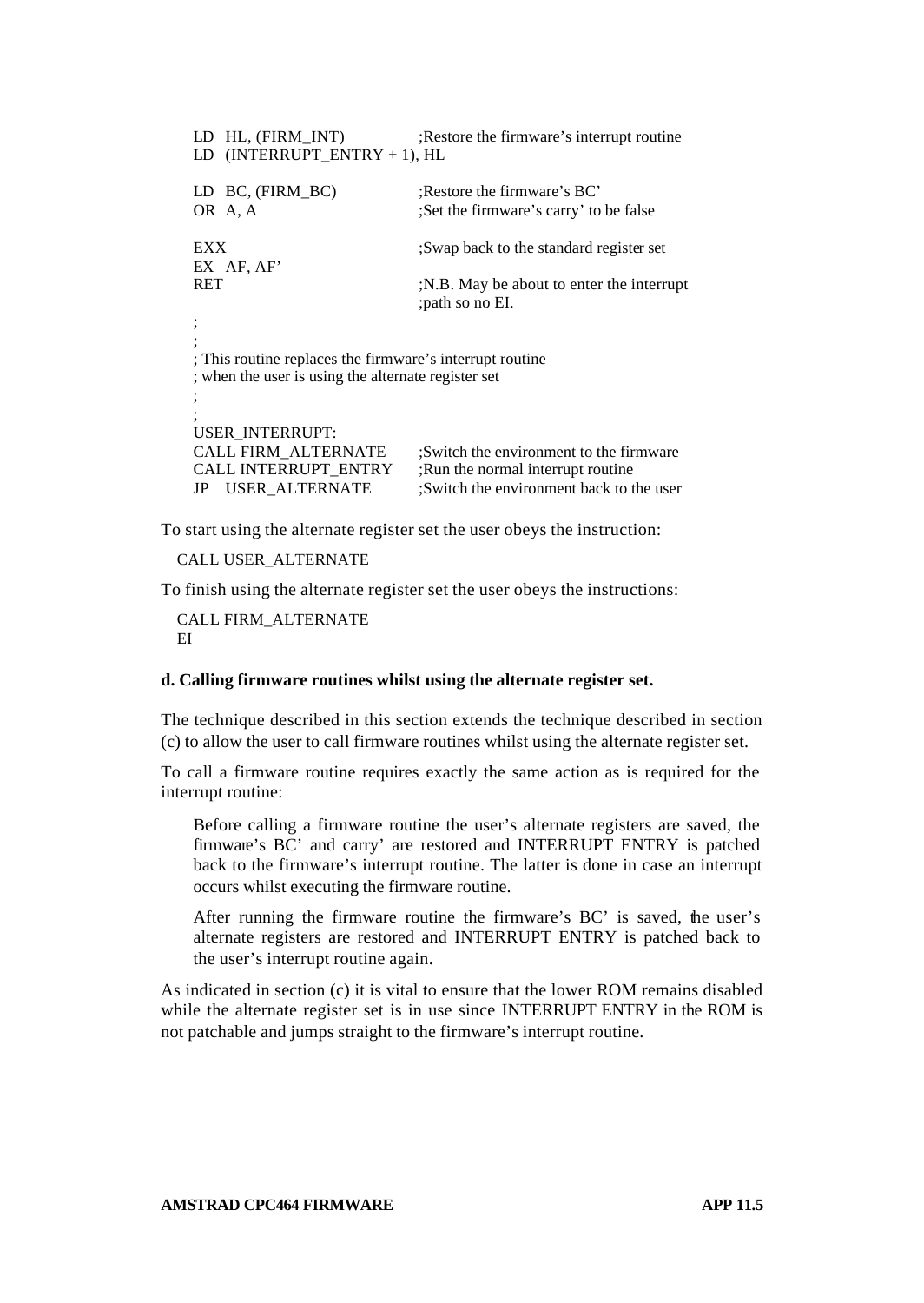```
LD  HL, (FIRM_INT)              ;Restore the firmware's interrupt routine
LD  (INTERRUPT_ENTRY + 1), HL

LD  BC, (FIRM_BC)               ;Restore the firmware's BC'
OR  A, A                        ;Set the firmware's carry' to be false

EXX                             ;Swap back to the standard register set
EX  AF, AF'
RET                             ;N.B. May be about to enter the interrupt
                                ;path so no EI.
;
;
; This routine replaces the firmware's interrupt routine
; when the user is using the alternate register set
;
;
USER_INTERRUPT:
CALL FIRM_ALTERNATE             ;Switch the environment to the firmware
CALL INTERRUPT_ENTRY            ;Run the normal interrupt routine
JP   USER_ALTERNATE             ;Switch the environment back to the user
```

To start using the alternate register set the user obeys the instruction:

```
CALL USER_ALTERNATE
```

To finish using the alternate register set the user obeys the instructions:

```
CALL FIRM_ALTERNATE
EI
```

**d. Calling firmware routines whilst using the alternate register set.**

The technique described in this section extends the technique described in section (c) to allow the user to call firmware routines whilst using the alternate register set.

To call a firmware routine requires exactly the same action as is required for the interrupt routine:

> Before calling a firmware routine the user's alternate registers are saved, the firmware's BC' and carry' are restored and INTERRUPT ENTRY is patched back to the firmware's interrupt routine. The latter is done in case an interrupt occurs whilst executing the firmware routine.
>
> After running the firmware routine the firmware's BC' is saved, the user's alternate registers are restored and INTERRUPT ENTRY is patched back to the user's interrupt routine again.

As indicated in section (c) it is vital to ensure that the lower ROM remains disabled while the alternate register set is in use since INTERRUPT ENTRY in the ROM is not patchable and jumps straight to the firmware's interrupt routine.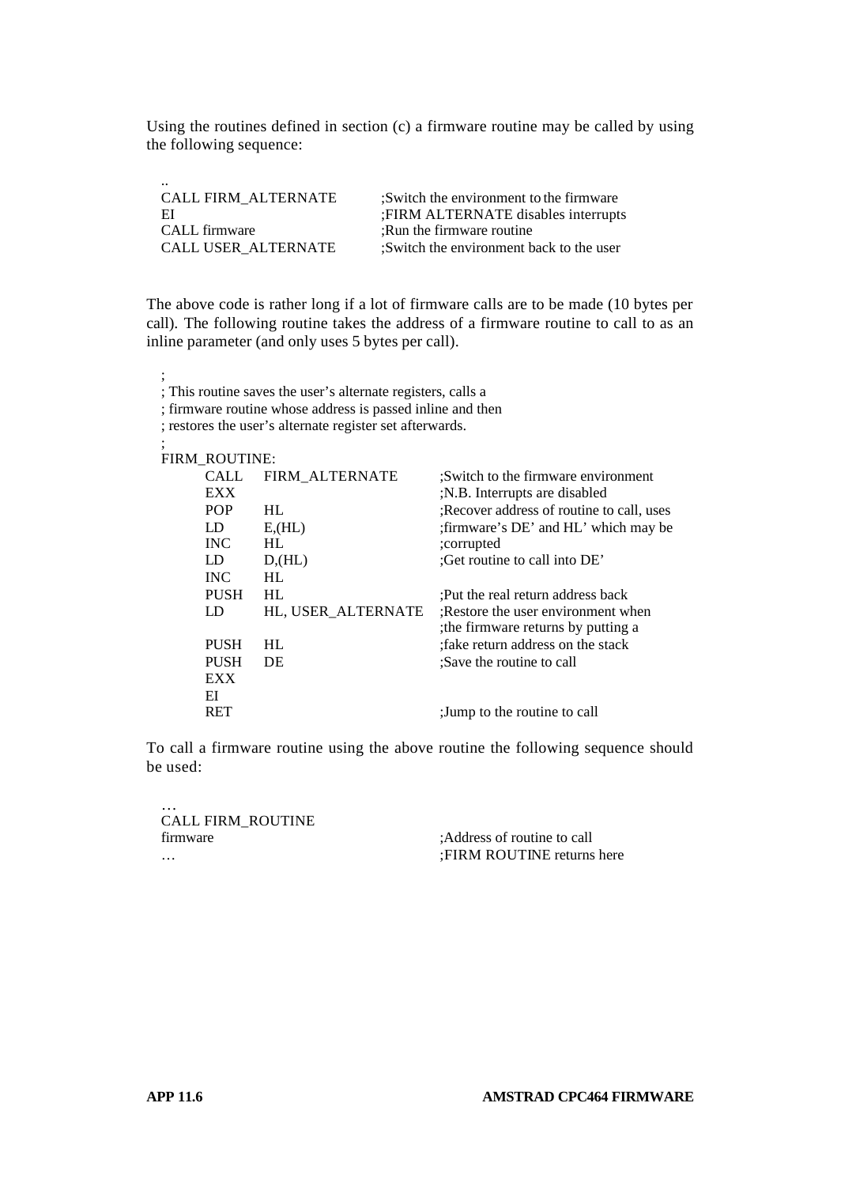Using the routines defined in section (c) a firmware routine may be called by using the following sequence:

```
..
CALL FIRM_ALTERNATE        ;Switch the environment to the firmware
EI                         ;FIRM ALTERNATE disables interrupts
CALL firmware              ;Run the firmware routine
CALL USER_ALTERNATE        ;Switch the environment back to the user
```

The above code is rather long if a lot of firmware calls are to be made (10 bytes per call). The following routine takes the address of a firmware routine to call to as an inline parameter (and only uses 5 bytes per call).

```
;
; This routine saves the user's alternate registers, calls a
; firmware routine whose address is passed inline and then
; restores the user's alternate register set afterwards.
;
FIRM_ROUTINE:
        CALL    FIRM_ALTERNATE          ;Switch to the firmware environment
        EXX                             ;N.B. Interrupts are disabled
        POP     HL                      ;Recover address of routine to call, uses
        LD      E,(HL)                  ;firmware's DE' and HL' which may be
        INC     HL                      ;corrupted
        LD      D,(HL)                  ;Get routine to call into DE'
        INC     HL
        PUSH    HL                      ;Put the real return address back
        LD      HL, USER_ALTERNATE      ;Restore the user environment when
                                        ;the firmware returns by putting a
        PUSH    HL                      ;fake return address on the stack
        PUSH    DE                      ;Save the routine to call
        EXX
        EI
        RET                             ;Jump to the routine to call
```

To call a firmware routine using the above routine the following sequence should be used:

```
…
CALL FIRM_ROUTINE
firmware                                ;Address of routine to call
…                                       ;FIRM ROUTINE returns here
```